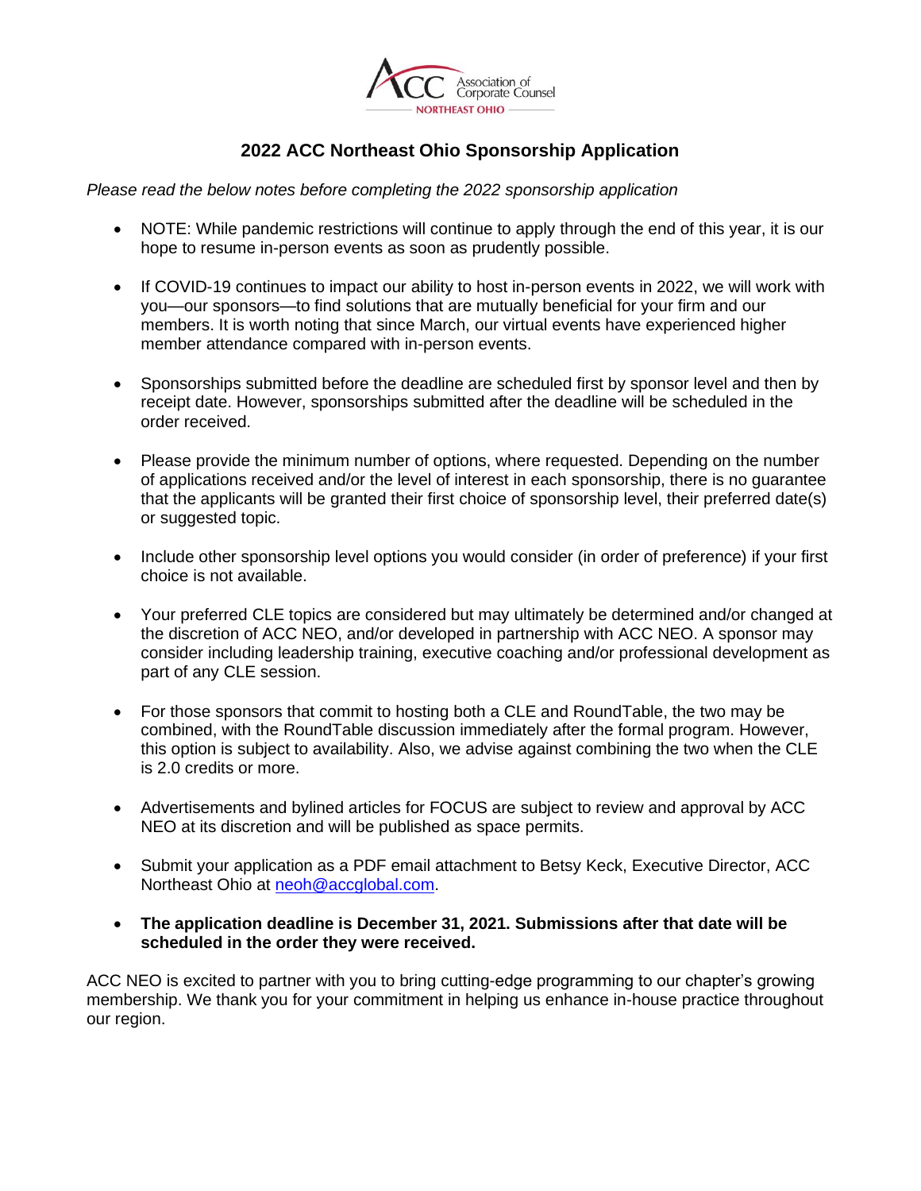Association of Corporate Counsel
NORTHEAST OHIO

# 2022 ACC Northeast Ohio Sponsorship Application

*Please read the below notes before completing the 2022 sponsorship application*

- NOTE: While pandemic restrictions will continue to apply through the end of this year, it is our hope to resume in-person events as soon as prudently possible.

- If COVID-19 continues to impact our ability to host in-person events in 2022, we will work with you—our sponsors—to find solutions that are mutually beneficial for your firm and our members. It is worth noting that since March, our virtual events have experienced higher member attendance compared with in-person events.

- Sponsorships submitted before the deadline are scheduled first by sponsor level and then by receipt date. However, sponsorships submitted after the deadline will be scheduled in the order received.

- Please provide the minimum number of options, where requested. Depending on the number of applications received and/or the level of interest in each sponsorship, there is no guarantee that the applicants will be granted their first choice of sponsorship level, their preferred date(s) or suggested topic.

- Include other sponsorship level options you would consider (in order of preference) if your first choice is not available.

- Your preferred CLE topics are considered but may ultimately be determined and/or changed at the discretion of ACC NEO, and/or developed in partnership with ACC NEO. A sponsor may consider including leadership training, executive coaching and/or professional development as part of any CLE session.

- For those sponsors that commit to hosting both a CLE and RoundTable, the two may be combined, with the RoundTable discussion immediately after the formal program. However, this option is subject to availability. Also, we advise against combining the two when the CLE is 2.0 credits or more.

- Advertisements and bylined articles for FOCUS are subject to review and approval by ACC NEO at its discretion and will be published as space permits.

- Submit your application as a PDF email attachment to Betsy Keck, Executive Director, ACC Northeast Ohio at neoh@accglobal.com.

- **The application deadline is December 31, 2021. Submissions after that date will be scheduled in the order they were received.**

ACC NEO is excited to partner with you to bring cutting-edge programming to our chapter's growing membership. We thank you for your commitment in helping us enhance in-house practice throughout our region.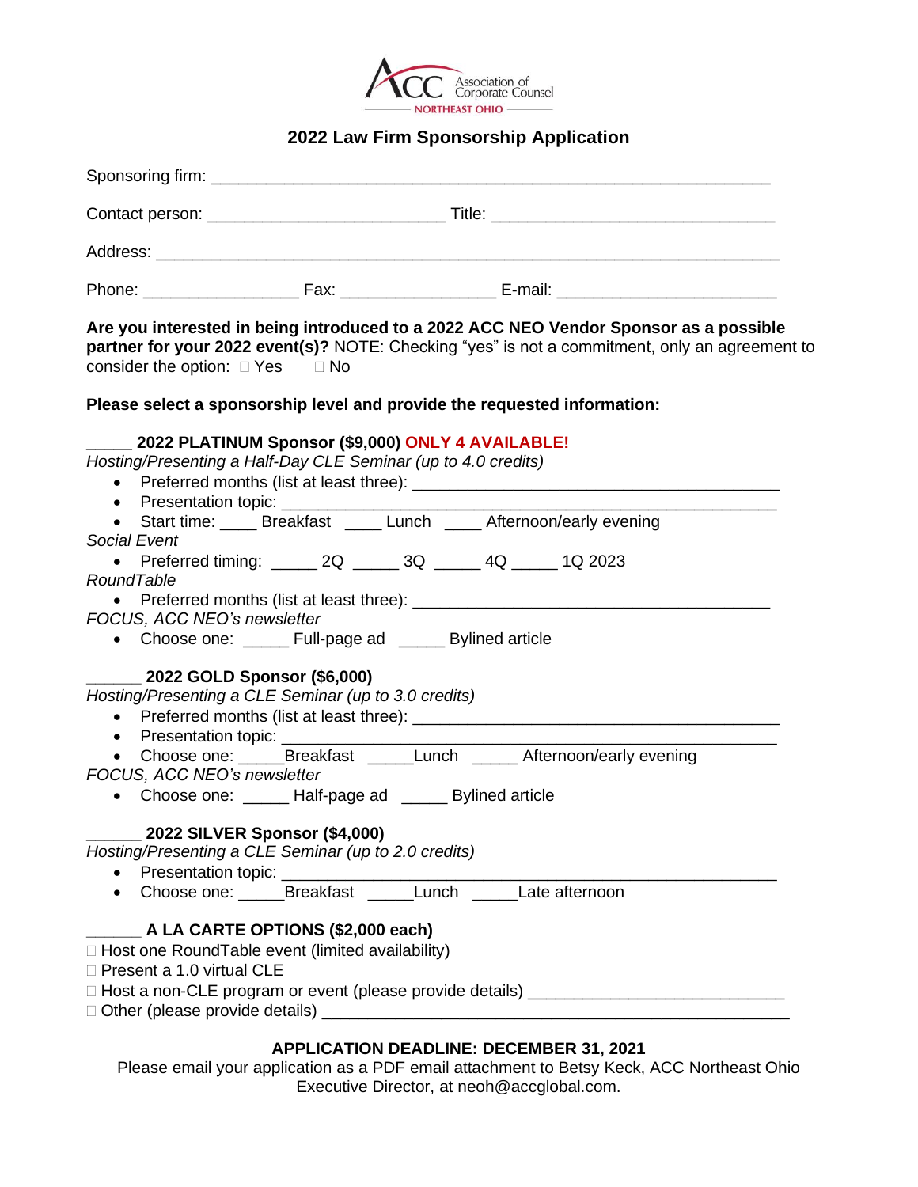ACC Association of Corporate Counsel NORTHEAST OHIO

## 2022 Law Firm Sponsorship Application

Sponsoring firm: ___________________________________________________________

Contact person: __________________________ Title: _______________________________

Address: ______________________________________________________________________

Phone: ________________ Fax: ________________ E-mail: _______________________

**Are you interested in being introduced to a 2022 ACC NEO Vendor Sponsor as a possible partner for your 2022 event(s)?** NOTE: Checking "yes" is not a commitment, only an agreement to consider the option: ☐ Yes ☐ No

**Please select a sponsorship level and provide the requested information:**

**_____ 2022 PLATINUM Sponsor ($9,000) ONLY 4 AVAILABLE!**

*Hosting/Presenting a Half-Day CLE Seminar (up to 4.0 credits)*

- Preferred months (list at least three): ________________________________________
- Presentation topic: ____________________________________________________
- Start time: ____ Breakfast ____ Lunch ____ Afternoon/early evening

*Social Event*

- Preferred timing: _____ 2Q _____ 3Q _____ 4Q _____ 1Q 2023

*RoundTable*

- Preferred months (list at least three): ______________________________________

*FOCUS, ACC NEO's newsletter*

- Choose one: _____ Full-page ad _____ Bylined article

**______ 2022 GOLD Sponsor ($6,000)**

*Hosting/Presenting a CLE Seminar (up to 3.0 credits)*

- Preferred months (list at least three): ________________________________________
- Presentation topic: ____________________________________________________
- Choose one: _____Breakfast _____Lunch _____ Afternoon/early evening

*FOCUS, ACC NEO's newsletter*

- Choose one: _____ Half-page ad _____ Bylined article

**______ 2022 SILVER Sponsor ($4,000)**

*Hosting/Presenting a CLE Seminar (up to 2.0 credits)*

- Presentation topic: ____________________________________________________
- Choose one: _____Breakfast _____Lunch _____Late afternoon

**______ A LA CARTE OPTIONS ($2,000 each)**

☐ Host one RoundTable event (limited availability)

☐ Present a 1.0 virtual CLE

☐ Host a non-CLE program or event (please provide details) ___________________________

☐ Other (please provide details) ___________________________________________________

**APPLICATION DEADLINE: DECEMBER 31, 2021**

Please email your application as a PDF email attachment to Betsy Keck, ACC Northeast Ohio Executive Director, at neoh@accglobal.com.